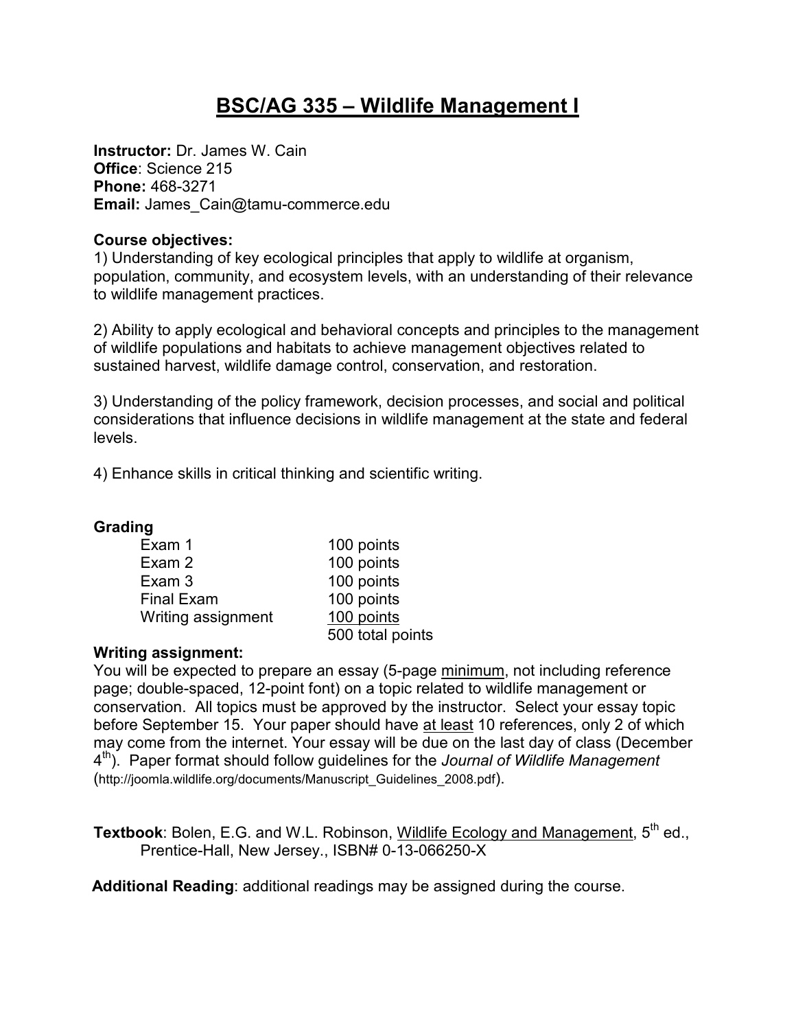# BSC/AG 335 – Wildlife Management I

**Instructor:** Dr. James W. Cain
**Office**: Science 215
**Phone:** 468-3271
**Email:** James_Cain@tamu-commerce.edu

**Course objectives:**

1) Understanding of key ecological principles that apply to wildlife at organism, population, community, and ecosystem levels, with an understanding of their relevance to wildlife management practices.

2) Ability to apply ecological and behavioral concepts and principles to the management of wildlife populations and habitats to achieve management objectives related to sustained harvest, wildlife damage control, conservation, and restoration.

3) Understanding of the policy framework, decision processes, and social and political considerations that influence decisions in wildlife management at the state and federal levels.

4) Enhance skills in critical thinking and scientific writing.

**Grading**

| | |
|---|---|
| Exam 1 | 100 points |
| Exam 2 | 100 points |
| Exam 3 | 100 points |
| Final Exam | 100 points |
| Writing assignment | 100 points |
| | 500 total points |

**Writing assignment:**

You will be expected to prepare an essay (5-page minimum, not including reference page; double-spaced, 12-point font) on a topic related to wildlife management or conservation. All topics must be approved by the instructor. Select your essay topic before September 15. Your paper should have at least 10 references, only 2 of which may come from the internet. Your essay will be due on the last day of class (December 4th). Paper format should follow guidelines for the *Journal of Wildlife Management* (http://joomla.wildlife.org/documents/Manuscript_Guidelines_2008.pdf).

**Textbook**: Bolen, E.G. and W.L. Robinson, Wildlife Ecology and Management, 5th ed., Prentice-Hall, New Jersey., ISBN# 0-13-066250-X

**Additional Reading**: additional readings may be assigned during the course.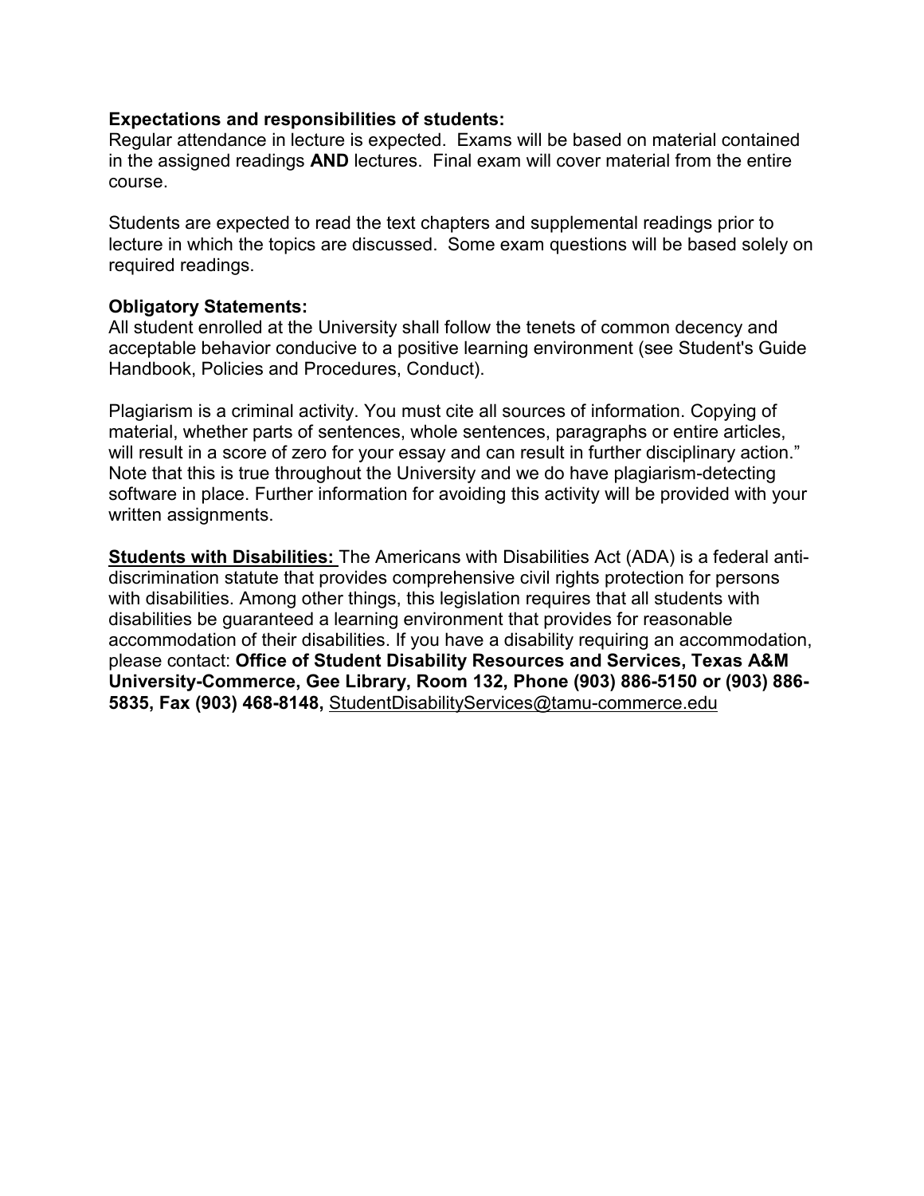**Expectations and responsibilities of students:**
Regular attendance in lecture is expected. Exams will be based on material contained in the assigned readings **AND** lectures. Final exam will cover material from the entire course.

Students are expected to read the text chapters and supplemental readings prior to lecture in which the topics are discussed. Some exam questions will be based solely on required readings.

**Obligatory Statements:**
All student enrolled at the University shall follow the tenets of common decency and acceptable behavior conducive to a positive learning environment (see Student's Guide Handbook, Policies and Procedures, Conduct).

Plagiarism is a criminal activity. You must cite all sources of information. Copying of material, whether parts of sentences, whole sentences, paragraphs or entire articles, will result in a score of zero for your essay and can result in further disciplinary action." Note that this is true throughout the University and we do have plagiarism-detecting software in place. Further information for avoiding this activity will be provided with your written assignments.

**Students with Disabilities:** The Americans with Disabilities Act (ADA) is a federal anti-discrimination statute that provides comprehensive civil rights protection for persons with disabilities. Among other things, this legislation requires that all students with disabilities be guaranteed a learning environment that provides for reasonable accommodation of their disabilities. If you have a disability requiring an accommodation, please contact: **Office of Student Disability Resources and Services, Texas A&M University-Commerce, Gee Library, Room 132, Phone (903) 886-5150 or (903) 886-5835, Fax (903) 468-8148,** StudentDisabilityServices@tamu-commerce.edu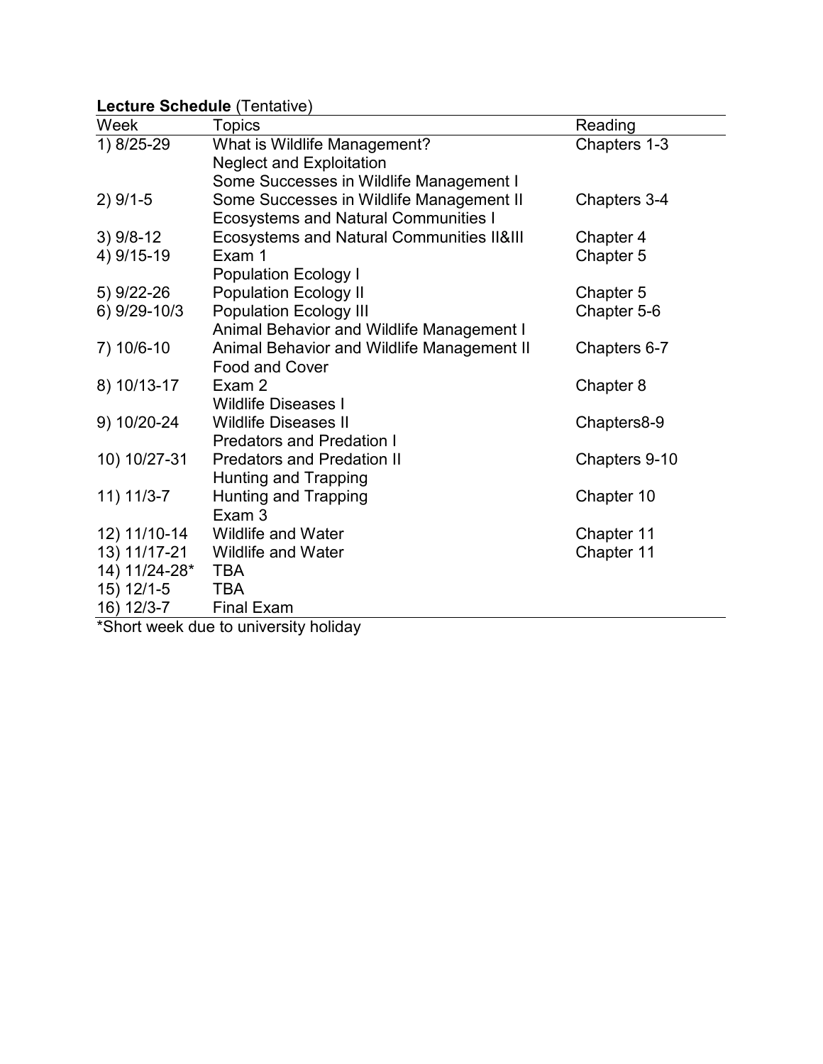**Lecture Schedule** (Tentative)

| Week | Topics | Reading |
|---|---|---|
| 1) 8/25-29 | What is Wildlife Management?<br>Neglect and Exploitation<br>Some Successes in Wildlife Management I | Chapters 1-3 |
| 2) 9/1-5 | Some Successes in Wildlife Management II<br>Ecosystems and Natural Communities I | Chapters 3-4 |
| 3) 9/8-12 | Ecosystems and Natural Communities II&III | Chapter 4 |
| 4) 9/15-19 | Exam 1<br>Population Ecology I | Chapter 5 |
| 5) 9/22-26 | Population Ecology II | Chapter 5 |
| 6) 9/29-10/3 | Population Ecology III<br>Animal Behavior and Wildlife Management I | Chapter 5-6 |
| 7) 10/6-10 | Animal Behavior and Wildlife Management II<br>Food and Cover | Chapters 6-7 |
| 8) 10/13-17 | Exam 2<br>Wildlife Diseases I | Chapter 8 |
| 9) 10/20-24 | Wildlife Diseases II<br>Predators and Predation I | Chapters8-9 |
| 10) 10/27-31 | Predators and Predation II<br>Hunting and Trapping | Chapters 9-10 |
| 11) 11/3-7 | Hunting and Trapping<br>Exam 3 | Chapter 10 |
| 12) 11/10-14 | Wildlife and Water | Chapter 11 |
| 13) 11/17-21 | Wildlife and Water | Chapter 11 |
| 14) 11/24-28* | TBA | |
| 15) 12/1-5 | TBA | |
| 16) 12/3-7 | Final Exam | |

*Short week due to university holiday